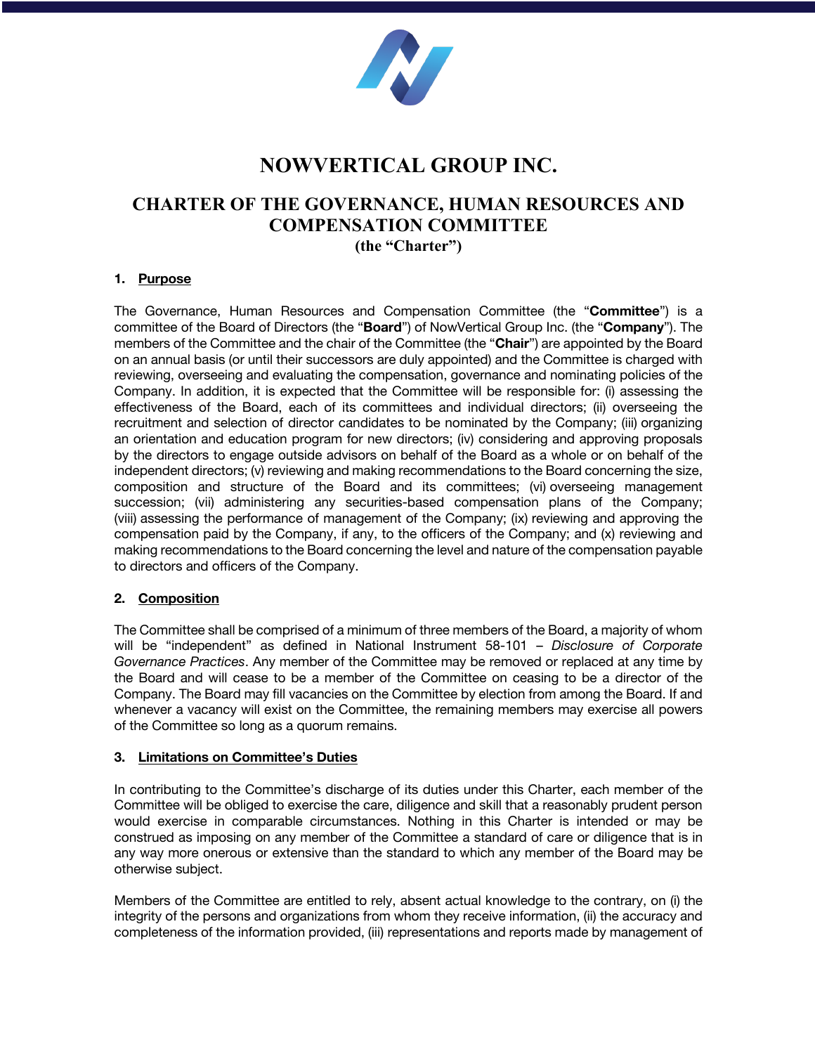# NOWVERTICAL GROUP INC.

## CHARTER OF THE GOVERNANCE, HUMAN RESOURCES AND COMPENSATION COMMITTEE
**(the "Charter")**

### 1. Purpose

The Governance, Human Resources and Compensation Committee (the "**Committee**") is a committee of the Board of Directors (the "**Board**") of NowVertical Group Inc. (the "**Company**"). The members of the Committee and the chair of the Committee (the "**Chair**") are appointed by the Board on an annual basis (or until their successors are duly appointed) and the Committee is charged with reviewing, overseeing and evaluating the compensation, governance and nominating policies of the Company. In addition, it is expected that the Committee will be responsible for: (i) assessing the effectiveness of the Board, each of its committees and individual directors; (ii) overseeing the recruitment and selection of director candidates to be nominated by the Company; (iii) organizing an orientation and education program for new directors; (iv) considering and approving proposals by the directors to engage outside advisors on behalf of the Board as a whole or on behalf of the independent directors; (v) reviewing and making recommendations to the Board concerning the size, composition and structure of the Board and its committees; (vi) overseeing management succession; (vii) administering any securities-based compensation plans of the Company; (viii) assessing the performance of management of the Company; (ix) reviewing and approving the compensation paid by the Company, if any, to the officers of the Company; and (x) reviewing and making recommendations to the Board concerning the level and nature of the compensation payable to directors and officers of the Company.

### 2. Composition

The Committee shall be comprised of a minimum of three members of the Board, a majority of whom will be "independent" as defined in National Instrument 58-101 – *Disclosure of Corporate Governance Practices*. Any member of the Committee may be removed or replaced at any time by the Board and will cease to be a member of the Committee on ceasing to be a director of the Company. The Board may fill vacancies on the Committee by election from among the Board. If and whenever a vacancy will exist on the Committee, the remaining members may exercise all powers of the Committee so long as a quorum remains.

### 3. Limitations on Committee's Duties

In contributing to the Committee's discharge of its duties under this Charter, each member of the Committee will be obliged to exercise the care, diligence and skill that a reasonably prudent person would exercise in comparable circumstances. Nothing in this Charter is intended or may be construed as imposing on any member of the Committee a standard of care or diligence that is in any way more onerous or extensive than the standard to which any member of the Board may be otherwise subject.

Members of the Committee are entitled to rely, absent actual knowledge to the contrary, on (i) the integrity of the persons and organizations from whom they receive information, (ii) the accuracy and completeness of the information provided, (iii) representations and reports made by management of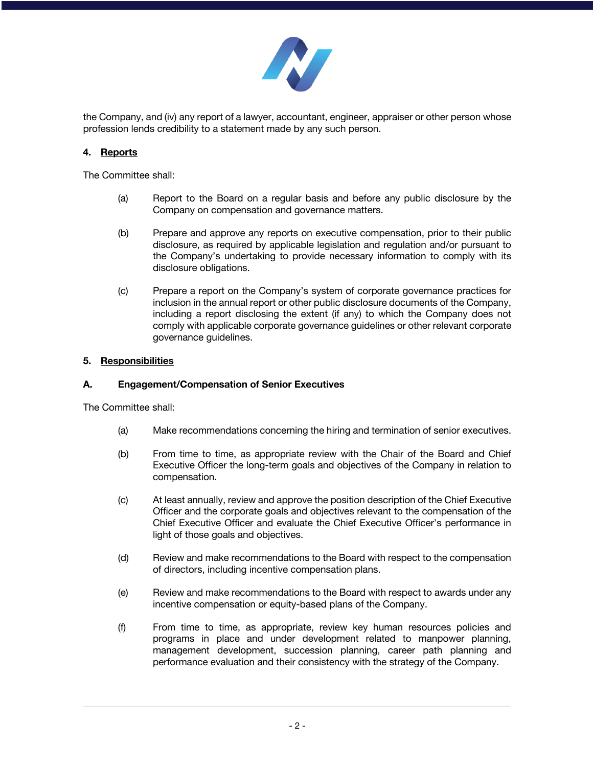the Company, and (iv) any report of a lawyer, accountant, engineer, appraiser or other person whose profession lends credibility to a statement made by any such person.

## 4. Reports

The Committee shall:

(a) Report to the Board on a regular basis and before any public disclosure by the Company on compensation and governance matters.

(b) Prepare and approve any reports on executive compensation, prior to their public disclosure, as required by applicable legislation and regulation and/or pursuant to the Company's undertaking to provide necessary information to comply with its disclosure obligations.

(c) Prepare a report on the Company's system of corporate governance practices for inclusion in the annual report or other public disclosure documents of the Company, including a report disclosing the extent (if any) to which the Company does not comply with applicable corporate governance guidelines or other relevant corporate governance guidelines.

## 5. Responsibilities

### A. Engagement/Compensation of Senior Executives

The Committee shall:

(a) Make recommendations concerning the hiring and termination of senior executives.

(b) From time to time, as appropriate review with the Chair of the Board and Chief Executive Officer the long-term goals and objectives of the Company in relation to compensation.

(c) At least annually, review and approve the position description of the Chief Executive Officer and the corporate goals and objectives relevant to the compensation of the Chief Executive Officer and evaluate the Chief Executive Officer's performance in light of those goals and objectives.

(d) Review and make recommendations to the Board with respect to the compensation of directors, including incentive compensation plans.

(e) Review and make recommendations to the Board with respect to awards under any incentive compensation or equity-based plans of the Company.

(f) From time to time, as appropriate, review key human resources policies and programs in place and under development related to manpower planning, management development, succession planning, career path planning and performance evaluation and their consistency with the strategy of the Company.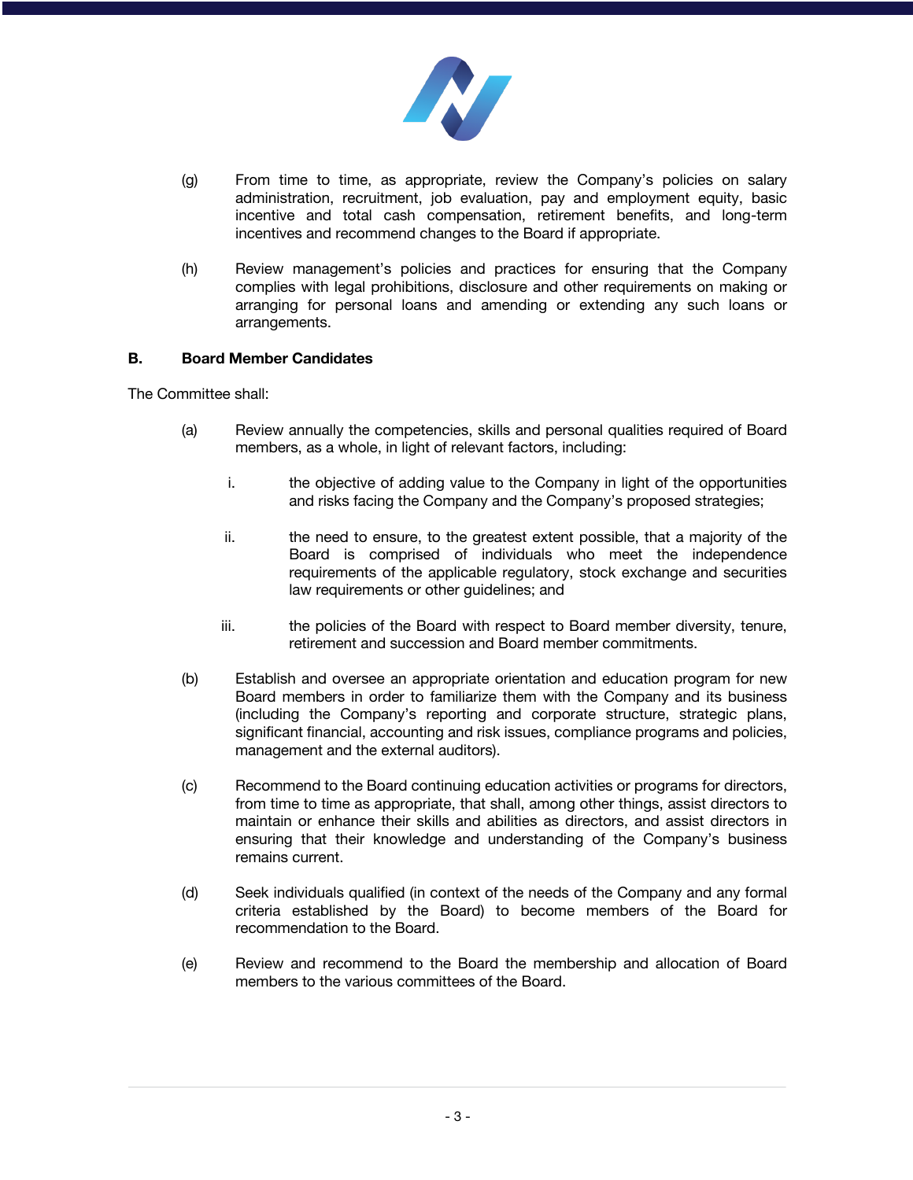(g) From time to time, as appropriate, review the Company's policies on salary administration, recruitment, job evaluation, pay and employment equity, basic incentive and total cash compensation, retirement benefits, and long-term incentives and recommend changes to the Board if appropriate.

(h) Review management's policies and practices for ensuring that the Company complies with legal prohibitions, disclosure and other requirements on making or arranging for personal loans and amending or extending any such loans or arrangements.

### B. Board Member Candidates

The Committee shall:

(a) Review annually the competencies, skills and personal qualities required of Board members, as a whole, in light of relevant factors, including:

   i. the objective of adding value to the Company in light of the opportunities and risks facing the Company and the Company's proposed strategies;

   ii. the need to ensure, to the greatest extent possible, that a majority of the Board is comprised of individuals who meet the independence requirements of the applicable regulatory, stock exchange and securities law requirements or other guidelines; and

   iii. the policies of the Board with respect to Board member diversity, tenure, retirement and succession and Board member commitments.

(b) Establish and oversee an appropriate orientation and education program for new Board members in order to familiarize them with the Company and its business (including the Company's reporting and corporate structure, strategic plans, significant financial, accounting and risk issues, compliance programs and policies, management and the external auditors).

(c) Recommend to the Board continuing education activities or programs for directors, from time to time as appropriate, that shall, among other things, assist directors to maintain or enhance their skills and abilities as directors, and assist directors in ensuring that their knowledge and understanding of the Company's business remains current.

(d) Seek individuals qualified (in context of the needs of the Company and any formal criteria established by the Board) to become members of the Board for recommendation to the Board.

(e) Review and recommend to the Board the membership and allocation of Board members to the various committees of the Board.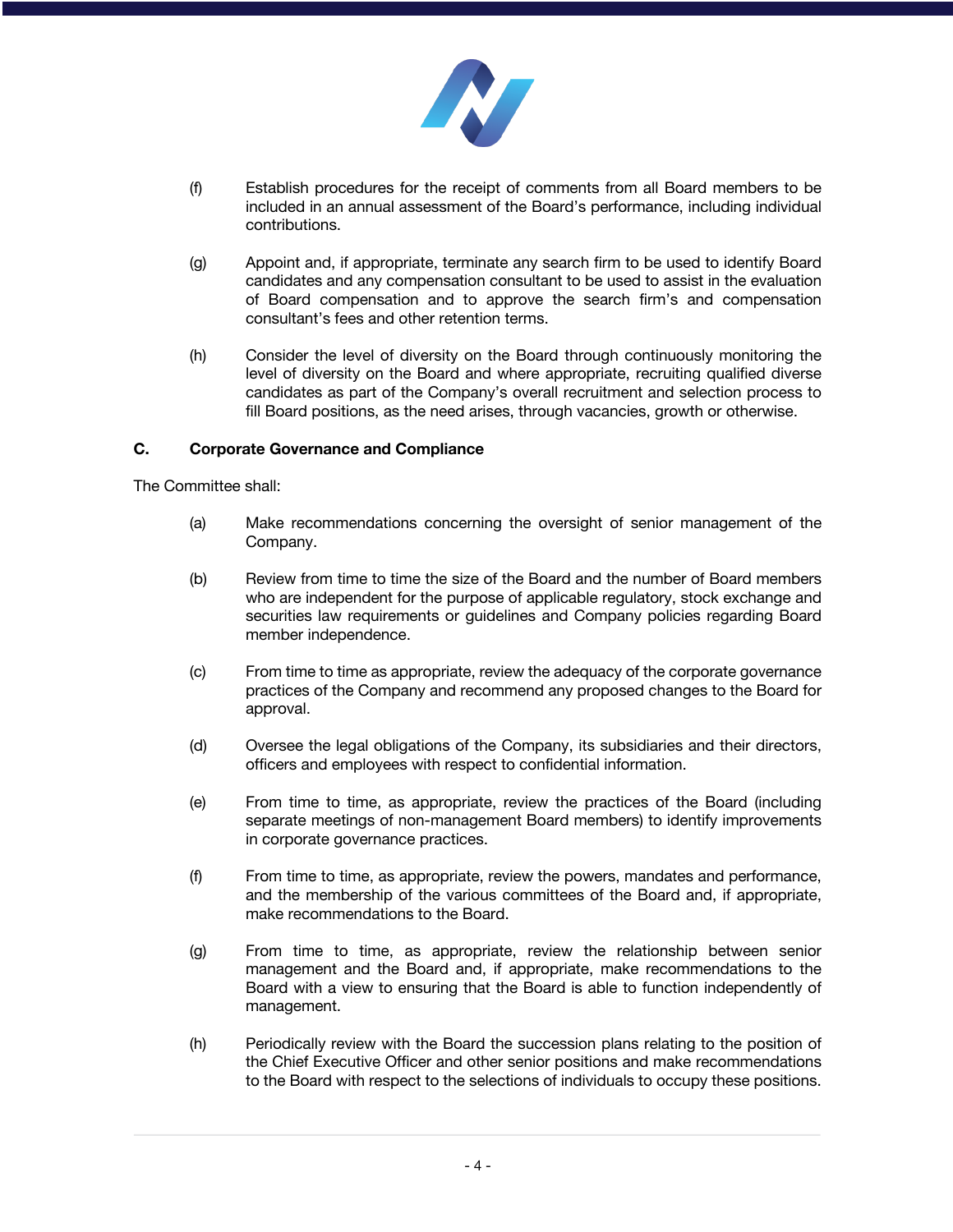(f) Establish procedures for the receipt of comments from all Board members to be included in an annual assessment of the Board's performance, including individual contributions.

(g) Appoint and, if appropriate, terminate any search firm to be used to identify Board candidates and any compensation consultant to be used to assist in the evaluation of Board compensation and to approve the search firm's and compensation consultant's fees and other retention terms.

(h) Consider the level of diversity on the Board through continuously monitoring the level of diversity on the Board and where appropriate, recruiting qualified diverse candidates as part of the Company's overall recruitment and selection process to fill Board positions, as the need arises, through vacancies, growth or otherwise.

**C. Corporate Governance and Compliance**

The Committee shall:

(a) Make recommendations concerning the oversight of senior management of the Company.

(b) Review from time to time the size of the Board and the number of Board members who are independent for the purpose of applicable regulatory, stock exchange and securities law requirements or guidelines and Company policies regarding Board member independence.

(c) From time to time as appropriate, review the adequacy of the corporate governance practices of the Company and recommend any proposed changes to the Board for approval.

(d) Oversee the legal obligations of the Company, its subsidiaries and their directors, officers and employees with respect to confidential information.

(e) From time to time, as appropriate, review the practices of the Board (including separate meetings of non-management Board members) to identify improvements in corporate governance practices.

(f) From time to time, as appropriate, review the powers, mandates and performance, and the membership of the various committees of the Board and, if appropriate, make recommendations to the Board.

(g) From time to time, as appropriate, review the relationship between senior management and the Board and, if appropriate, make recommendations to the Board with a view to ensuring that the Board is able to function independently of management.

(h) Periodically review with the Board the succession plans relating to the position of the Chief Executive Officer and other senior positions and make recommendations to the Board with respect to the selections of individuals to occupy these positions.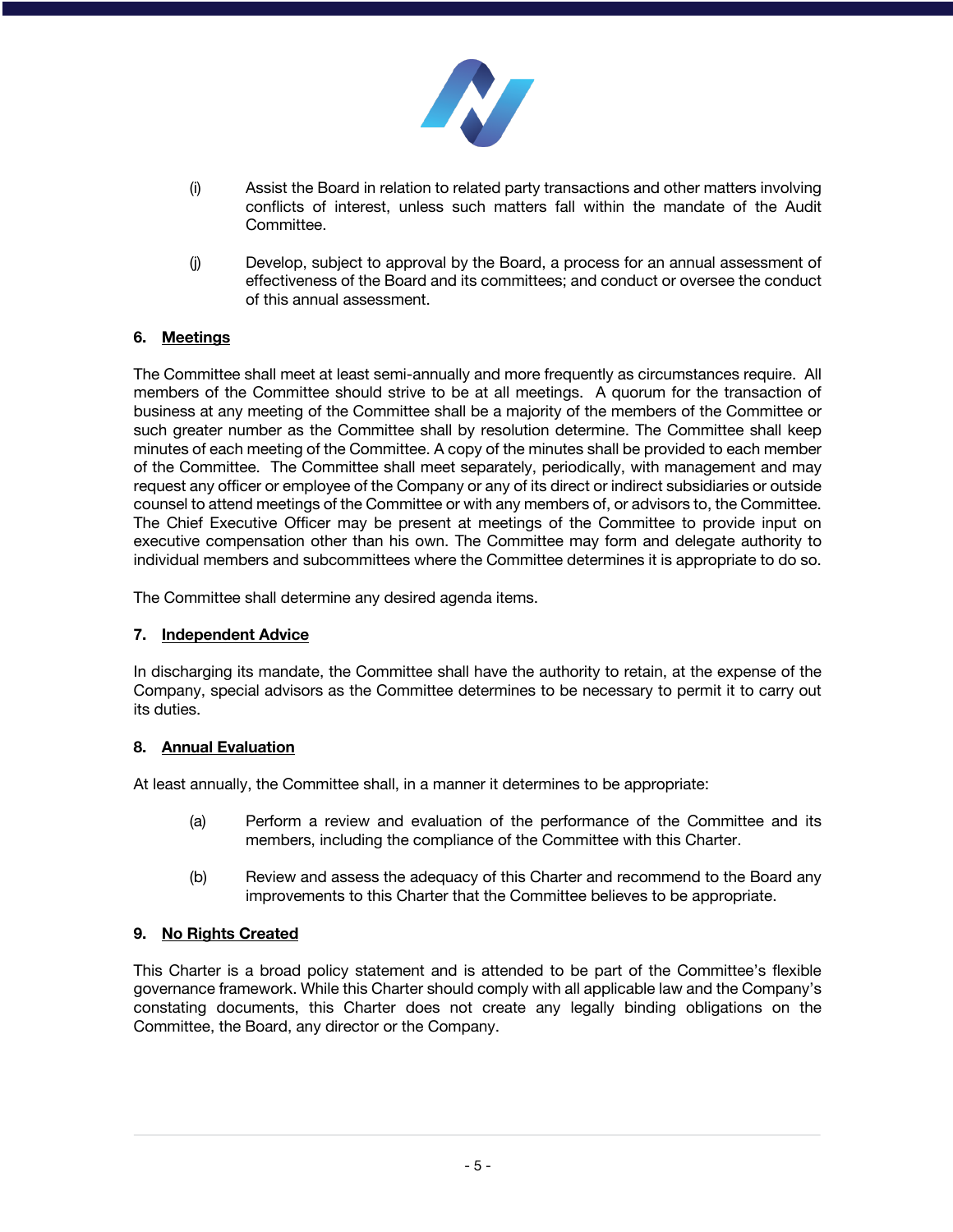(i) Assist the Board in relation to related party transactions and other matters involving conflicts of interest, unless such matters fall within the mandate of the Audit Committee.

(j) Develop, subject to approval by the Board, a process for an annual assessment of effectiveness of the Board and its committees; and conduct or oversee the conduct of this annual assessment.

## 6. Meetings

The Committee shall meet at least semi-annually and more frequently as circumstances require. All members of the Committee should strive to be at all meetings. A quorum for the transaction of business at any meeting of the Committee shall be a majority of the members of the Committee or such greater number as the Committee shall by resolution determine. The Committee shall keep minutes of each meeting of the Committee. A copy of the minutes shall be provided to each member of the Committee. The Committee shall meet separately, periodically, with management and may request any officer or employee of the Company or any of its direct or indirect subsidiaries or outside counsel to attend meetings of the Committee or with any members of, or advisors to, the Committee. The Chief Executive Officer may be present at meetings of the Committee to provide input on executive compensation other than his own. The Committee may form and delegate authority to individual members and subcommittees where the Committee determines it is appropriate to do so.

The Committee shall determine any desired agenda items.

## 7. Independent Advice

In discharging its mandate, the Committee shall have the authority to retain, at the expense of the Company, special advisors as the Committee determines to be necessary to permit it to carry out its duties.

## 8. Annual Evaluation

At least annually, the Committee shall, in a manner it determines to be appropriate:

(a) Perform a review and evaluation of the performance of the Committee and its members, including the compliance of the Committee with this Charter.

(b) Review and assess the adequacy of this Charter and recommend to the Board any improvements to this Charter that the Committee believes to be appropriate.

## 9. No Rights Created

This Charter is a broad policy statement and is attended to be part of the Committee's flexible governance framework. While this Charter should comply with all applicable law and the Company's constating documents, this Charter does not create any legally binding obligations on the Committee, the Board, any director or the Company.